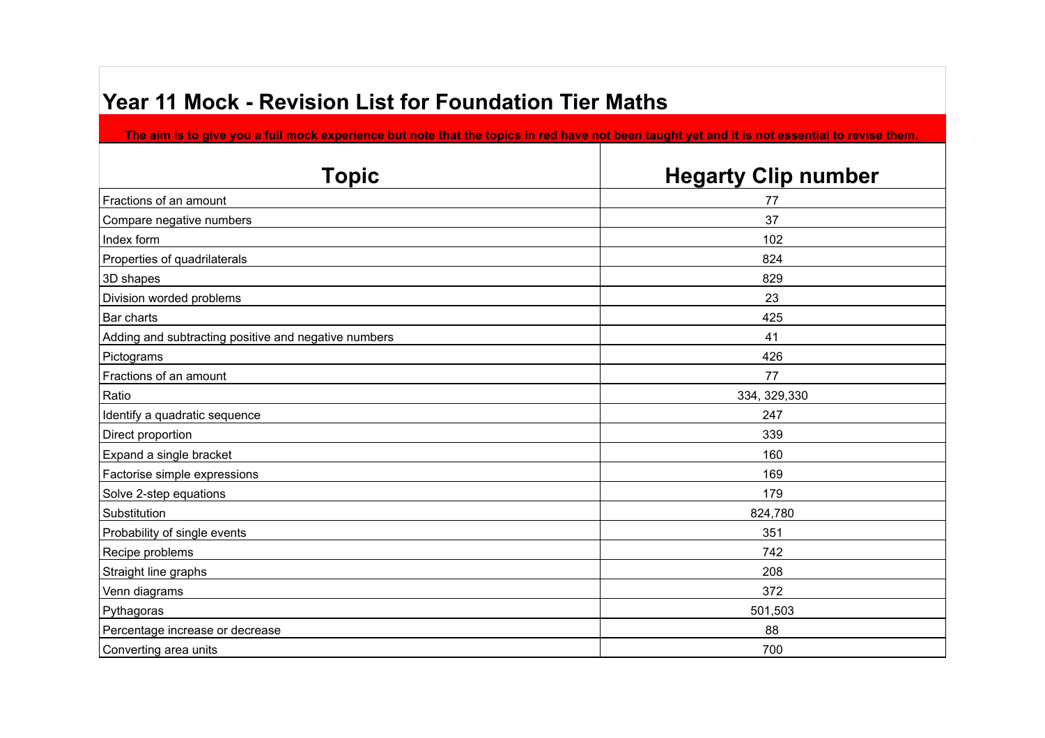# Year 11 Mock - Revision List for Foundation Tier Maths

**The aim is to give you a full mock experience but note that the topics in red have not been taught yet and it is not essential to revise them.**

| Topic | Hegarty Clip number |
|---|---|
| Fractions of an amount | 77 |
| Compare negative numbers | 37 |
| Index form | 102 |
| Properties of quadrilaterals | 824 |
| 3D shapes | 829 |
| Division worded problems | 23 |
| Bar charts | 425 |
| Adding and subtracting positive and negative numbers | 41 |
| Pictograms | 426 |
| Fractions of an amount | 77 |
| Ratio | 334, 329,330 |
| Identify a quadratic sequence | 247 |
| Direct proportion | 339 |
| Expand a single bracket | 160 |
| Factorise simple expressions | 169 |
| Solve 2-step equations | 179 |
| Substitution | 824,780 |
| Probability of single events | 351 |
| Recipe problems | 742 |
| Straight line graphs | 208 |
| Venn diagrams | 372 |
| Pythagoras | 501,503 |
| Percentage increase or decrease | 88 |
| Converting area units | 700 |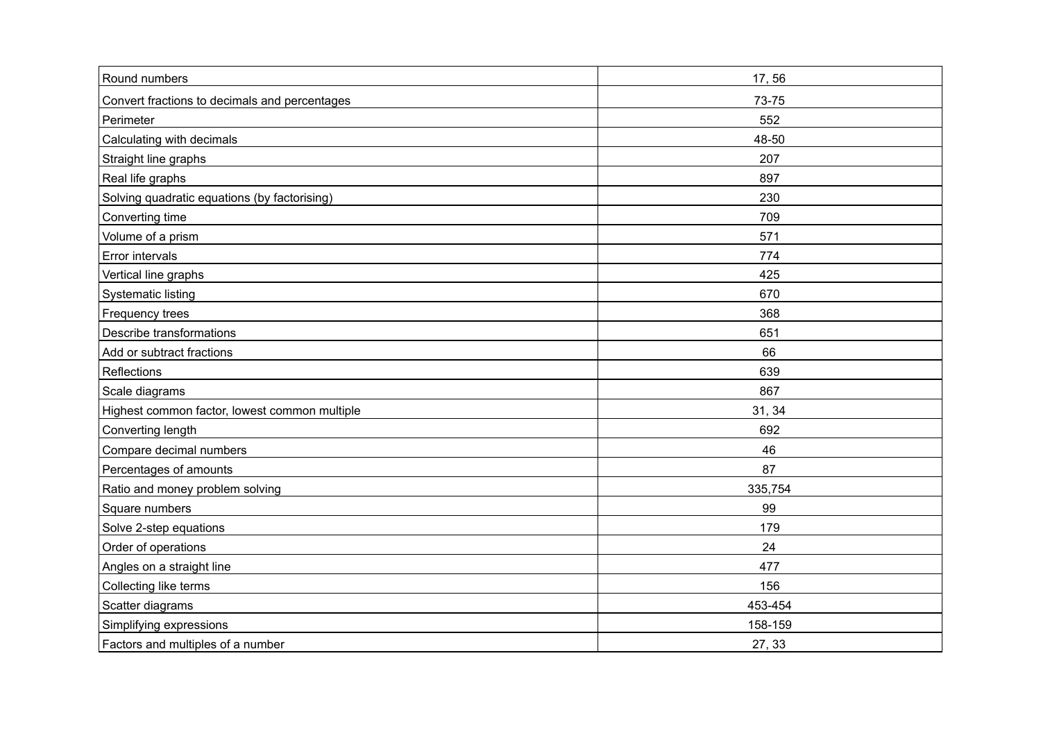| | |
|---|---|
| Round numbers | 17, 56 |
| Convert fractions to decimals and percentages | 73-75 |
| Perimeter | 552 |
| Calculating with decimals | 48-50 |
| Straight line graphs | 207 |
| Real life graphs | 897 |
| Solving quadratic equations (by factorising) | 230 |
| Converting time | 709 |
| Volume of a prism | 571 |
| Error intervals | 774 |
| Vertical line graphs | 425 |
| Systematic listing | 670 |
| Frequency trees | 368 |
| Describe transformations | 651 |
| Add or subtract fractions | 66 |
| Reflections | 639 |
| Scale diagrams | 867 |
| Highest common factor, lowest common multiple | 31, 34 |
| Converting length | 692 |
| Compare decimal numbers | 46 |
| Percentages of amounts | 87 |
| Ratio and money problem solving | 335,754 |
| Square numbers | 99 |
| Solve 2-step equations | 179 |
| Order of operations | 24 |
| Angles on a straight line | 477 |
| Collecting like terms | 156 |
| Scatter diagrams | 453-454 |
| Simplifying expressions | 158-159 |
| Factors and multiples of a number | 27, 33 |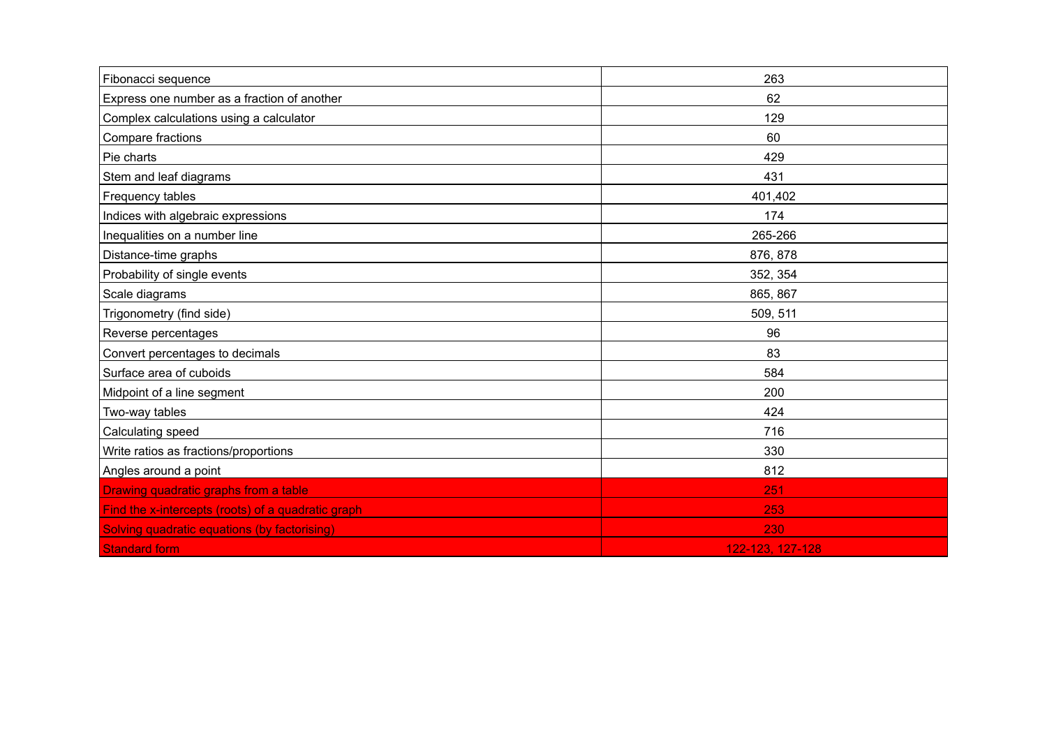| | |
|---|---|
| Fibonacci sequence | 263 |
| Express one number as a fraction of another | 62 |
| Complex calculations using a calculator | 129 |
| Compare fractions | 60 |
| Pie charts | 429 |
| Stem and leaf diagrams | 431 |
| Frequency tables | 401,402 |
| Indices with algebraic expressions | 174 |
| Inequalities on a number line | 265-266 |
| Distance-time graphs | 876, 878 |
| Probability of single events | 352, 354 |
| Scale diagrams | 865, 867 |
| Trigonometry (find side) | 509, 511 |
| Reverse percentages | 96 |
| Convert percentages to decimals | 83 |
| Surface area of cuboids | 584 |
| Midpoint of a line segment | 200 |
| Two-way tables | 424 |
| Calculating speed | 716 |
| Write ratios as fractions/proportions | 330 |
| Angles around a point | 812 |
| Drawing quadratic graphs from a table | 251 |
| Find the x-intercepts (roots) of a quadratic graph | 253 |
| Solving quadratic equations (by factorising) | 230 |
| Standard form | 122-123, 127-128 |